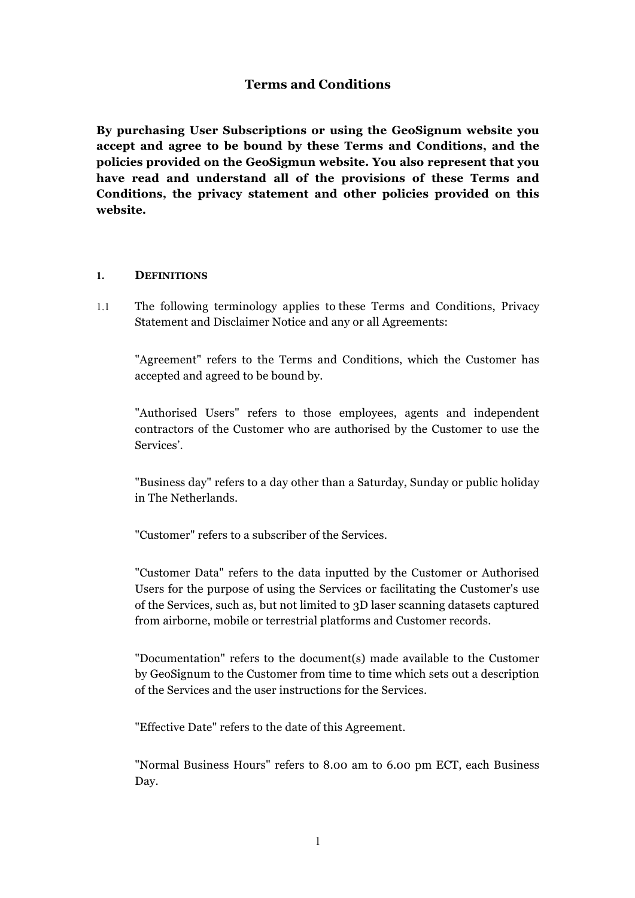# Terms and Conditions

**By purchasing User Subscriptions or using the GeoSignum website you accept and agree to be bound by these Terms and Conditions, and the policies provided on the GeoSigmun website. You also represent that you have read and understand all of the provisions of these Terms and Conditions, the privacy statement and other policies provided on this website.**

## 1. DEFINITIONS

1.1 The following terminology applies to these Terms and Conditions, Privacy Statement and Disclaimer Notice and any or all Agreements:

"Agreement" refers to the Terms and Conditions, which the Customer has accepted and agreed to be bound by.

"Authorised Users" refers to those employees, agents and independent contractors of the Customer who are authorised by the Customer to use the Services'.

"Business day" refers to a day other than a Saturday, Sunday or public holiday in The Netherlands.

"Customer" refers to a subscriber of the Services.

"Customer Data" refers to the data inputted by the Customer or Authorised Users for the purpose of using the Services or facilitating the Customer's use of the Services, such as, but not limited to 3D laser scanning datasets captured from airborne, mobile or terrestrial platforms and Customer records.

"Documentation" refers to the document(s) made available to the Customer by GeoSignum to the Customer from time to time which sets out a description of the Services and the user instructions for the Services.

"Effective Date" refers to the date of this Agreement.

"Normal Business Hours" refers to 8.00 am to 6.00 pm ECT, each Business Day.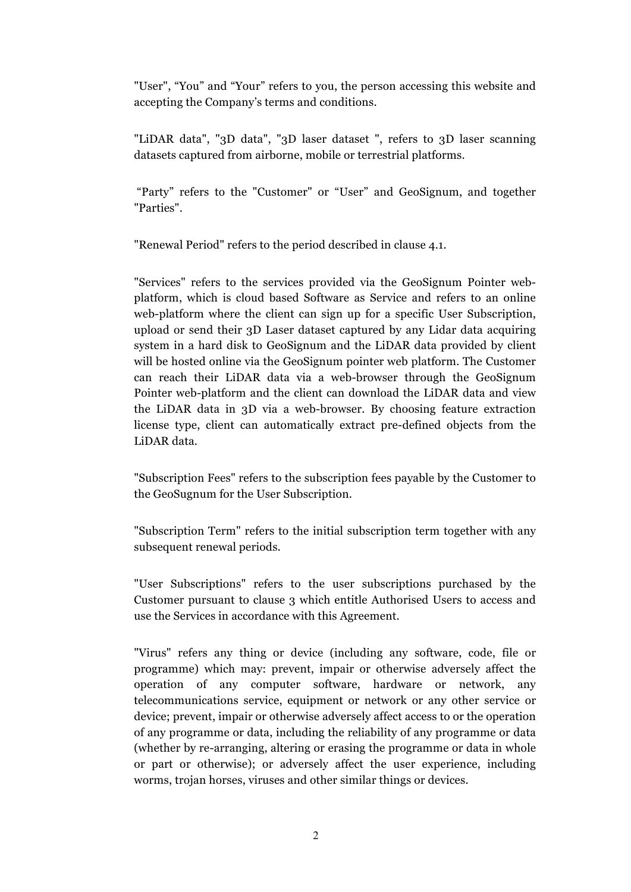"User", “You” and “Your” refers to you, the person accessing this website and accepting the Company’s terms and conditions.

"LiDAR data", "3D data", "3D laser dataset ", refers to 3D laser scanning datasets captured from airborne, mobile or terrestrial platforms.

“Party” refers to the "Customer" or “User” and GeoSignum, and together "Parties".

"Renewal Period" refers to the period described in clause 4.1.

"Services" refers to the services provided via the GeoSignum Pointer web-platform, which is cloud based Software as Service and refers to an online web-platform where the client can sign up for a specific User Subscription, upload or send their 3D Laser dataset captured by any Lidar data acquiring system in a hard disk to GeoSignum and the LiDAR data provided by client will be hosted online via the GeoSignum pointer web platform. The Customer can reach their LiDAR data via a web-browser through the GeoSignum Pointer web-platform and the client can download the LiDAR data and view the LiDAR data in 3D via a web-browser. By choosing feature extraction license type, client can automatically extract pre-defined objects from the LiDAR data.

"Subscription Fees" refers to the subscription fees payable by the Customer to the GeoSugnum for the User Subscription.

"Subscription Term" refers to the initial subscription term together with any subsequent renewal periods.

"User Subscriptions" refers to the user subscriptions purchased by the Customer pursuant to clause 3 which entitle Authorised Users to access and use the Services in accordance with this Agreement.

"Virus" refers any thing or device (including any software, code, file or programme) which may: prevent, impair or otherwise adversely affect the operation of any computer software, hardware or network, any telecommunications service, equipment or network or any other service or device; prevent, impair or otherwise adversely affect access to or the operation of any programme or data, including the reliability of any programme or data (whether by re-arranging, altering or erasing the programme or data in whole or part or otherwise); or adversely affect the user experience, including worms, trojan horses, viruses and other similar things or devices.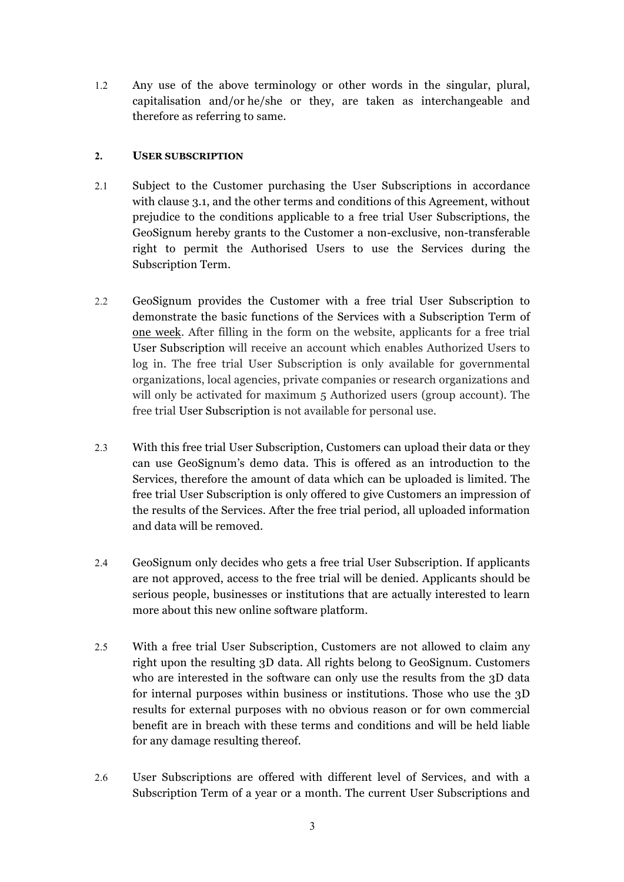1.2 Any use of the above terminology or other words in the singular, plural, capitalisation and/or he/she or they, are taken as interchangeable and therefore as referring to same.

## 2. USER SUBSCRIPTION

2.1 Subject to the Customer purchasing the User Subscriptions in accordance with clause 3.1, and the other terms and conditions of this Agreement, without prejudice to the conditions applicable to a free trial User Subscriptions, the GeoSignum hereby grants to the Customer a non-exclusive, non-transferable right to permit the Authorised Users to use the Services during the Subscription Term.

2.2 GeoSignum provides the Customer with a free trial User Subscription to demonstrate the basic functions of the Services with a Subscription Term of one week. After filling in the form on the website, applicants for a free trial User Subscription will receive an account which enables Authorized Users to log in. The free trial User Subscription is only available for governmental organizations, local agencies, private companies or research organizations and will only be activated for maximum 5 Authorized users (group account). The free trial User Subscription is not available for personal use.

2.3 With this free trial User Subscription, Customers can upload their data or they can use GeoSignum's demo data. This is offered as an introduction to the Services, therefore the amount of data which can be uploaded is limited. The free trial User Subscription is only offered to give Customers an impression of the results of the Services. After the free trial period, all uploaded information and data will be removed.

2.4 GeoSignum only decides who gets a free trial User Subscription. If applicants are not approved, access to the free trial will be denied. Applicants should be serious people, businesses or institutions that are actually interested to learn more about this new online software platform.

2.5 With a free trial User Subscription, Customers are not allowed to claim any right upon the resulting 3D data. All rights belong to GeoSignum. Customers who are interested in the software can only use the results from the 3D data for internal purposes within business or institutions. Those who use the 3D results for external purposes with no obvious reason or for own commercial benefit are in breach with these terms and conditions and will be held liable for any damage resulting thereof.

2.6 User Subscriptions are offered with different level of Services, and with a Subscription Term of a year or a month. The current User Subscriptions and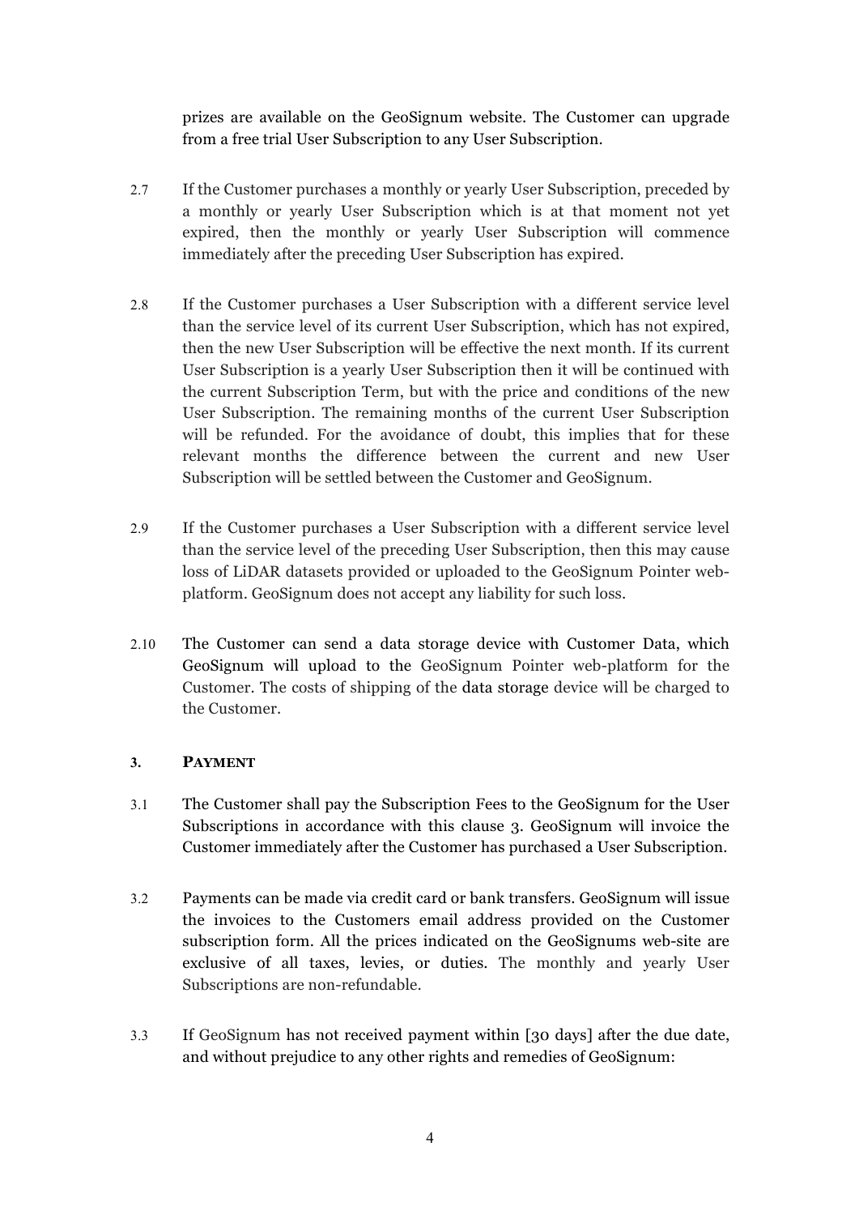prizes are available on the GeoSignum website. The Customer can upgrade from a free trial User Subscription to any User Subscription.

2.7 If the Customer purchases a monthly or yearly User Subscription, preceded by a monthly or yearly User Subscription which is at that moment not yet expired, then the monthly or yearly User Subscription will commence immediately after the preceding User Subscription has expired.

2.8 If the Customer purchases a User Subscription with a different service level than the service level of its current User Subscription, which has not expired, then the new User Subscription will be effective the next month. If its current User Subscription is a yearly User Subscription then it will be continued with the current Subscription Term, but with the price and conditions of the new User Subscription. The remaining months of the current User Subscription will be refunded. For the avoidance of doubt, this implies that for these relevant months the difference between the current and new User Subscription will be settled between the Customer and GeoSignum.

2.9 If the Customer purchases a User Subscription with a different service level than the service level of the preceding User Subscription, then this may cause loss of LiDAR datasets provided or uploaded to the GeoSignum Pointer web-platform. GeoSignum does not accept any liability for such loss.

2.10 The Customer can send a data storage device with Customer Data, which GeoSignum will upload to the GeoSignum Pointer web-platform for the Customer. The costs of shipping of the data storage device will be charged to the Customer.

### 3. PAYMENT

3.1 The Customer shall pay the Subscription Fees to the GeoSignum for the User Subscriptions in accordance with this clause 3. GeoSignum will invoice the Customer immediately after the Customer has purchased a User Subscription.

3.2 Payments can be made via credit card or bank transfers. GeoSignum will issue the invoices to the Customers email address provided on the Customer subscription form. All the prices indicated on the GeoSignums web-site are exclusive of all taxes, levies, or duties. The monthly and yearly User Subscriptions are non-refundable.

3.3 If GeoSignum has not received payment within [30 days] after the due date, and without prejudice to any other rights and remedies of GeoSignum: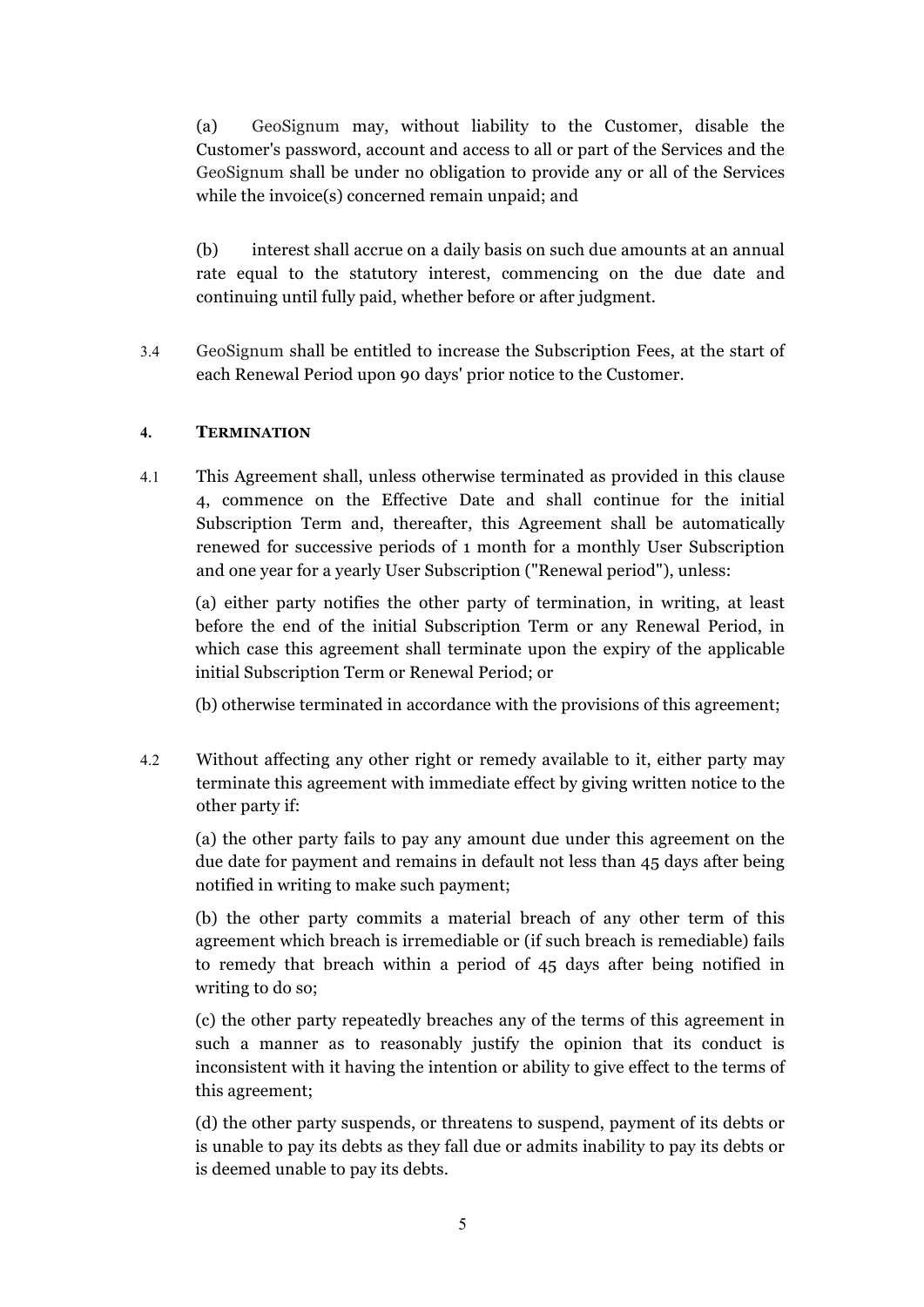(a) GeoSignum may, without liability to the Customer, disable the Customer's password, account and access to all or part of the Services and the GeoSignum shall be under no obligation to provide any or all of the Services while the invoice(s) concerned remain unpaid; and

(b) interest shall accrue on a daily basis on such due amounts at an annual rate equal to the statutory interest, commencing on the due date and continuing until fully paid, whether before or after judgment.

3.4 GeoSignum shall be entitled to increase the Subscription Fees, at the start of each Renewal Period upon 90 days' prior notice to the Customer.

#### 4. TERMINATION

4.1 This Agreement shall, unless otherwise terminated as provided in this clause 4, commence on the Effective Date and shall continue for the initial Subscription Term and, thereafter, this Agreement shall be automatically renewed for successive periods of 1 month for a monthly User Subscription and one year for a yearly User Subscription ("Renewal period"), unless:

(a) either party notifies the other party of termination, in writing, at least before the end of the initial Subscription Term or any Renewal Period, in which case this agreement shall terminate upon the expiry of the applicable initial Subscription Term or Renewal Period; or

(b) otherwise terminated in accordance with the provisions of this agreement;

4.2 Without affecting any other right or remedy available to it, either party may terminate this agreement with immediate effect by giving written notice to the other party if:

(a) the other party fails to pay any amount due under this agreement on the due date for payment and remains in default not less than 45 days after being notified in writing to make such payment;

(b) the other party commits a material breach of any other term of this agreement which breach is irremediable or (if such breach is remediable) fails to remedy that breach within a period of 45 days after being notified in writing to do so;

(c) the other party repeatedly breaches any of the terms of this agreement in such a manner as to reasonably justify the opinion that its conduct is inconsistent with it having the intention or ability to give effect to the terms of this agreement;

(d) the other party suspends, or threatens to suspend, payment of its debts or is unable to pay its debts as they fall due or admits inability to pay its debts or is deemed unable to pay its debts.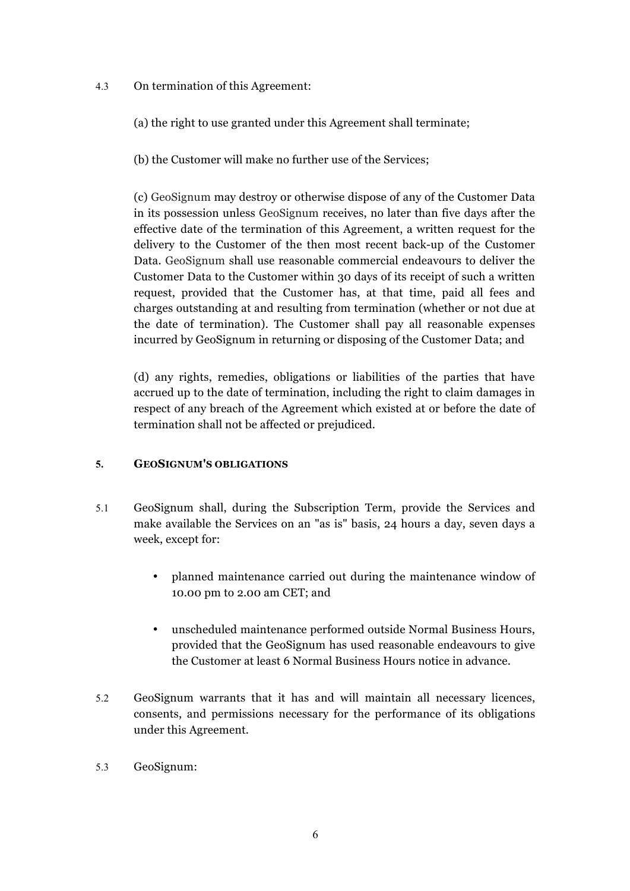4.3 On termination of this Agreement:

(a) the right to use granted under this Agreement shall terminate;

(b) the Customer will make no further use of the Services;

(c) GeoSignum may destroy or otherwise dispose of any of the Customer Data in its possession unless GeoSignum receives, no later than five days after the effective date of the termination of this Agreement, a written request for the delivery to the Customer of the then most recent back-up of the Customer Data. GeoSignum shall use reasonable commercial endeavours to deliver the Customer Data to the Customer within 30 days of its receipt of such a written request, provided that the Customer has, at that time, paid all fees and charges outstanding at and resulting from termination (whether or not due at the date of termination). The Customer shall pay all reasonable expenses incurred by GeoSignum in returning or disposing of the Customer Data; and

(d) any rights, remedies, obligations or liabilities of the parties that have accrued up to the date of termination, including the right to claim damages in respect of any breach of the Agreement which existed at or before the date of termination shall not be affected or prejudiced.

## 5. GEOSIGNUM'S OBLIGATIONS

5.1 GeoSignum shall, during the Subscription Term, provide the Services and make available the Services on an "as is" basis, 24 hours a day, seven days a week, except for:

- planned maintenance carried out during the maintenance window of 10.00 pm to 2.00 am CET; and
- unscheduled maintenance performed outside Normal Business Hours, provided that the GeoSignum has used reasonable endeavours to give the Customer at least 6 Normal Business Hours notice in advance.

5.2 GeoSignum warrants that it has and will maintain all necessary licences, consents, and permissions necessary for the performance of its obligations under this Agreement.

5.3 GeoSignum: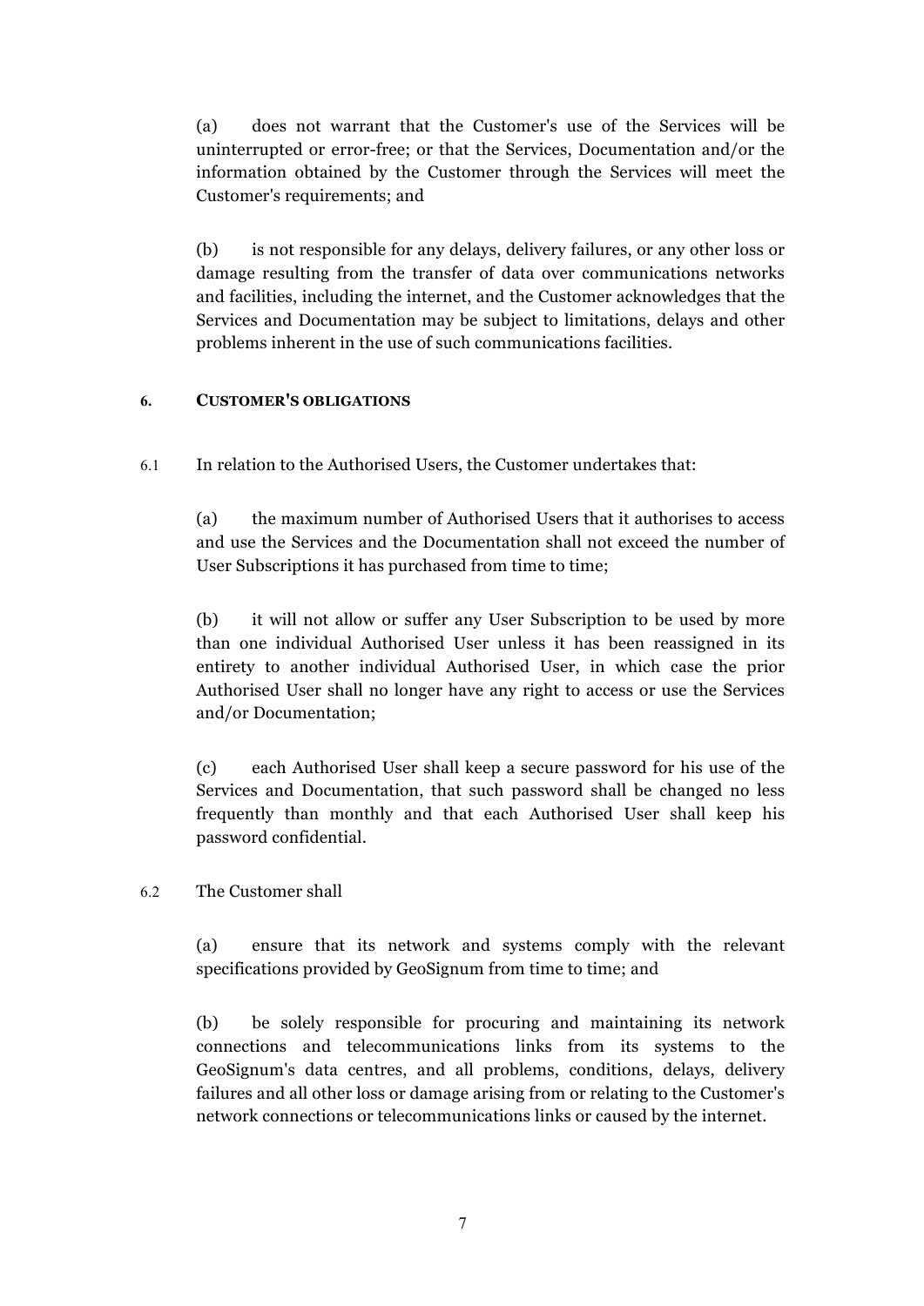(a) does not warrant that the Customer's use of the Services will be uninterrupted or error-free; or that the Services, Documentation and/or the information obtained by the Customer through the Services will meet the Customer's requirements; and

(b) is not responsible for any delays, delivery failures, or any other loss or damage resulting from the transfer of data over communications networks and facilities, including the internet, and the Customer acknowledges that the Services and Documentation may be subject to limitations, delays and other problems inherent in the use of such communications facilities.

## 6. CUSTOMER'S OBLIGATIONS

6.1 In relation to the Authorised Users, the Customer undertakes that:

(a) the maximum number of Authorised Users that it authorises to access and use the Services and the Documentation shall not exceed the number of User Subscriptions it has purchased from time to time;

(b) it will not allow or suffer any User Subscription to be used by more than one individual Authorised User unless it has been reassigned in its entirety to another individual Authorised User, in which case the prior Authorised User shall no longer have any right to access or use the Services and/or Documentation;

(c) each Authorised User shall keep a secure password for his use of the Services and Documentation, that such password shall be changed no less frequently than monthly and that each Authorised User shall keep his password confidential.

6.2 The Customer shall

(a) ensure that its network and systems comply with the relevant specifications provided by GeoSignum from time to time; and

(b) be solely responsible for procuring and maintaining its network connections and telecommunications links from its systems to the GeoSignum's data centres, and all problems, conditions, delays, delivery failures and all other loss or damage arising from or relating to the Customer's network connections or telecommunications links or caused by the internet.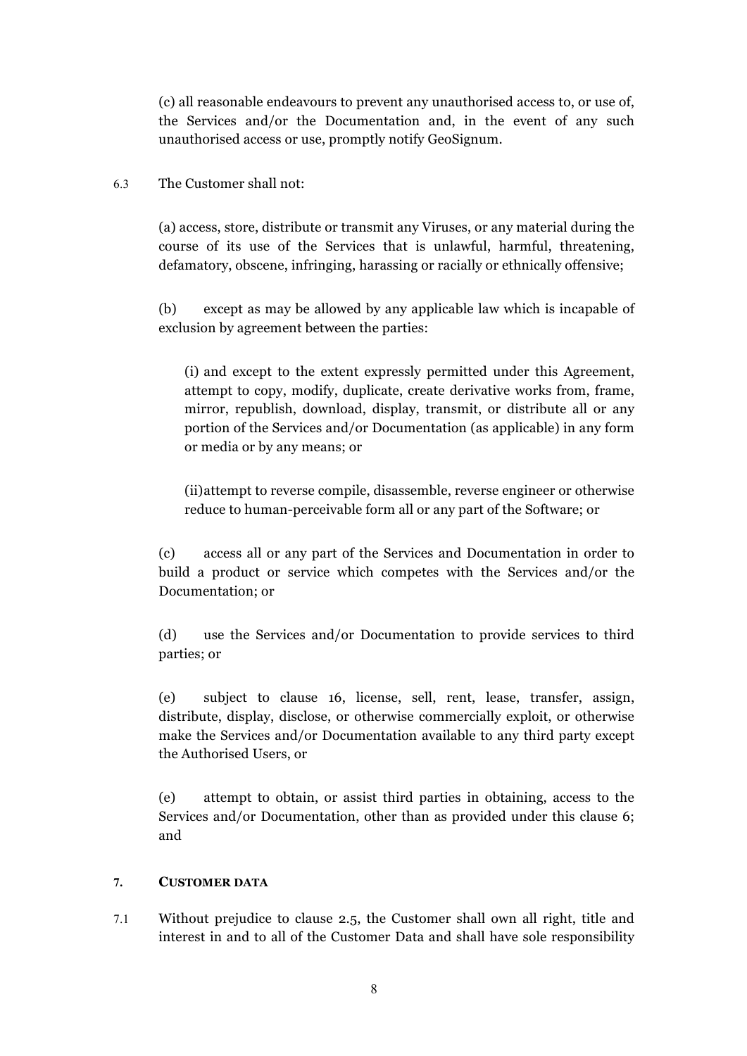(c) all reasonable endeavours to prevent any unauthorised access to, or use of, the Services and/or the Documentation and, in the event of any such unauthorised access or use, promptly notify GeoSignum.

6.3 The Customer shall not:

(a) access, store, distribute or transmit any Viruses, or any material during the course of its use of the Services that is unlawful, harmful, threatening, defamatory, obscene, infringing, harassing or racially or ethnically offensive;

(b) except as may be allowed by any applicable law which is incapable of exclusion by agreement between the parties:

(i) and except to the extent expressly permitted under this Agreement, attempt to copy, modify, duplicate, create derivative works from, frame, mirror, republish, download, display, transmit, or distribute all or any portion of the Services and/or Documentation (as applicable) in any form or media or by any means; or

(ii) attempt to reverse compile, disassemble, reverse engineer or otherwise reduce to human-perceivable form all or any part of the Software; or

(c) access all or any part of the Services and Documentation in order to build a product or service which competes with the Services and/or the Documentation; or

(d) use the Services and/or Documentation to provide services to third parties; or

(e) subject to clause 16, license, sell, rent, lease, transfer, assign, distribute, display, disclose, or otherwise commercially exploit, or otherwise make the Services and/or Documentation available to any third party except the Authorised Users, or

(e) attempt to obtain, or assist third parties in obtaining, access to the Services and/or Documentation, other than as provided under this clause 6; and

## 7. CUSTOMER DATA

7.1 Without prejudice to clause 2.5, the Customer shall own all right, title and interest in and to all of the Customer Data and shall have sole responsibility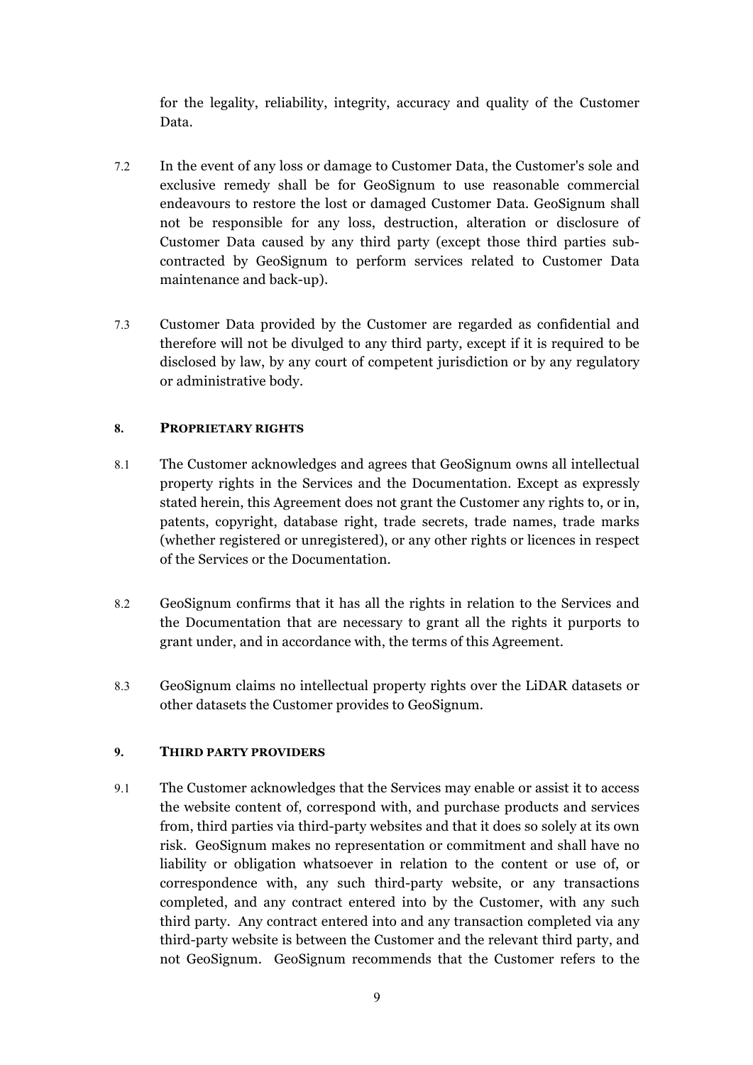for the legality, reliability, integrity, accuracy and quality of the Customer Data.

7.2 In the event of any loss or damage to Customer Data, the Customer's sole and exclusive remedy shall be for GeoSignum to use reasonable commercial endeavours to restore the lost or damaged Customer Data. GeoSignum shall not be responsible for any loss, destruction, alteration or disclosure of Customer Data caused by any third party (except those third parties sub-contracted by GeoSignum to perform services related to Customer Data maintenance and back-up).

7.3 Customer Data provided by the Customer are regarded as confidential and therefore will not be divulged to any third party, except if it is required to be disclosed by law, by any court of competent jurisdiction or by any regulatory or administrative body.

## 8. PROPRIETARY RIGHTS

8.1 The Customer acknowledges and agrees that GeoSignum owns all intellectual property rights in the Services and the Documentation. Except as expressly stated herein, this Agreement does not grant the Customer any rights to, or in, patents, copyright, database right, trade secrets, trade names, trade marks (whether registered or unregistered), or any other rights or licences in respect of the Services or the Documentation.

8.2 GeoSignum confirms that it has all the rights in relation to the Services and the Documentation that are necessary to grant all the rights it purports to grant under, and in accordance with, the terms of this Agreement.

8.3 GeoSignum claims no intellectual property rights over the LiDAR datasets or other datasets the Customer provides to GeoSignum.

## 9. THIRD PARTY PROVIDERS

9.1 The Customer acknowledges that the Services may enable or assist it to access the website content of, correspond with, and purchase products and services from, third parties via third-party websites and that it does so solely at its own risk. GeoSignum makes no representation or commitment and shall have no liability or obligation whatsoever in relation to the content or use of, or correspondence with, any such third-party website, or any transactions completed, and any contract entered into by the Customer, with any such third party. Any contract entered into and any transaction completed via any third-party website is between the Customer and the relevant third party, and not GeoSignum. GeoSignum recommends that the Customer refers to the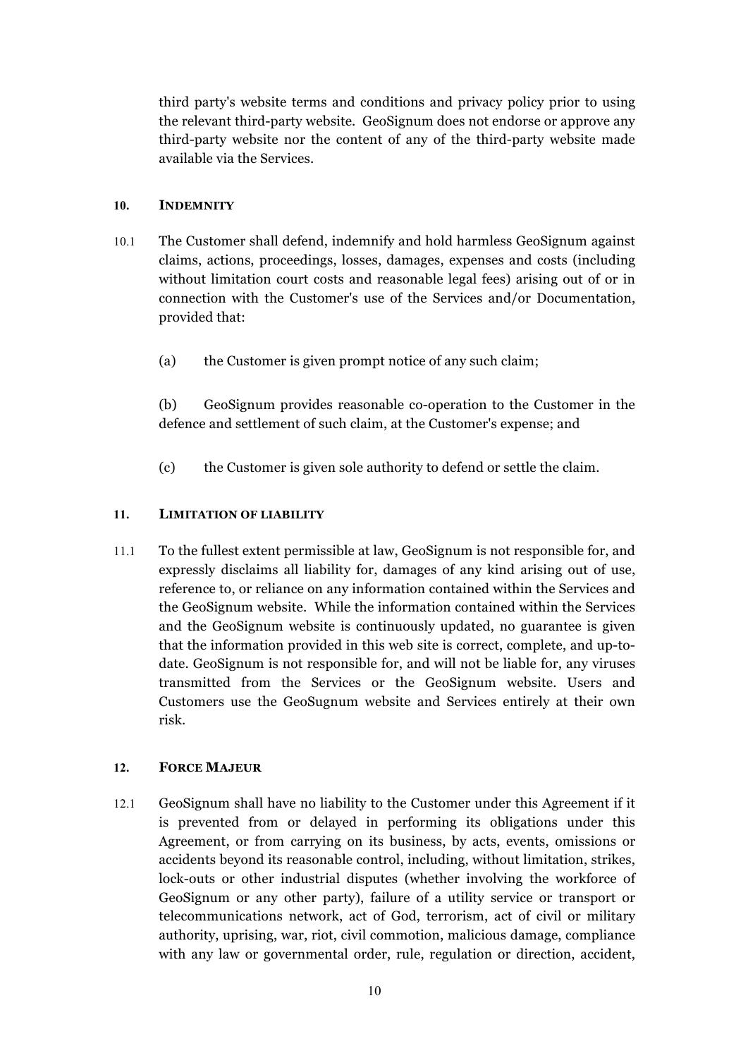third party's website terms and conditions and privacy policy prior to using the relevant third-party website. GeoSignum does not endorse or approve any third-party website nor the content of any of the third-party website made available via the Services.

#### 10. INDEMNITY

10.1 The Customer shall defend, indemnify and hold harmless GeoSignum against claims, actions, proceedings, losses, damages, expenses and costs (including without limitation court costs and reasonable legal fees) arising out of or in connection with the Customer's use of the Services and/or Documentation, provided that:

(a) the Customer is given prompt notice of any such claim;

(b) GeoSignum provides reasonable co-operation to the Customer in the defence and settlement of such claim, at the Customer's expense; and

(c) the Customer is given sole authority to defend or settle the claim.

#### 11. LIMITATION OF LIABILITY

11.1 To the fullest extent permissible at law, GeoSignum is not responsible for, and expressly disclaims all liability for, damages of any kind arising out of use, reference to, or reliance on any information contained within the Services and the GeoSignum website. While the information contained within the Services and the GeoSignum website is continuously updated, no guarantee is given that the information provided in this web site is correct, complete, and up-to-date. GeoSignum is not responsible for, and will not be liable for, any viruses transmitted from the Services or the GeoSignum website. Users and Customers use the GeoSugnum website and Services entirely at their own risk.

#### 12. FORCE MAJEUR

12.1 GeoSignum shall have no liability to the Customer under this Agreement if it is prevented from or delayed in performing its obligations under this Agreement, or from carrying on its business, by acts, events, omissions or accidents beyond its reasonable control, including, without limitation, strikes, lock-outs or other industrial disputes (whether involving the workforce of GeoSignum or any other party), failure of a utility service or transport or telecommunications network, act of God, terrorism, act of civil or military authority, uprising, war, riot, civil commotion, malicious damage, compliance with any law or governmental order, rule, regulation or direction, accident,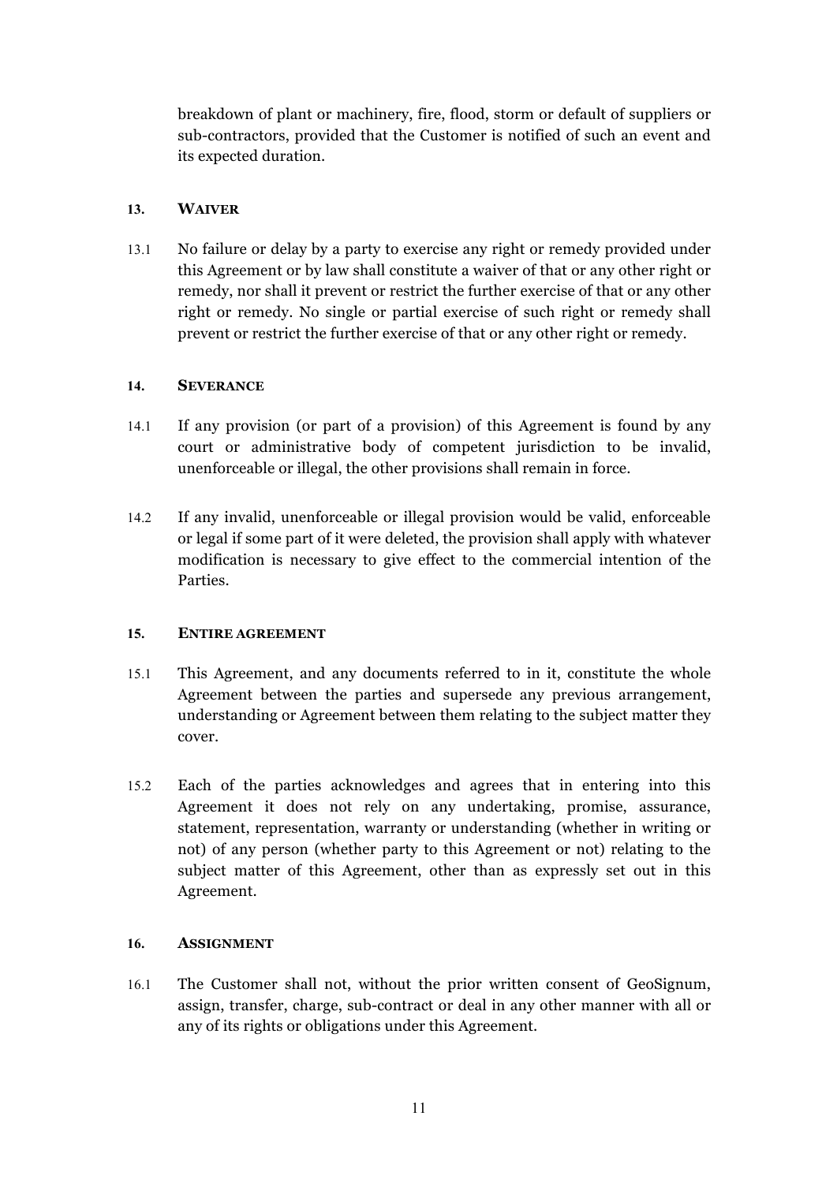breakdown of plant or machinery, fire, flood, storm or default of suppliers or sub-contractors, provided that the Customer is notified of such an event and its expected duration.

## 13. WAIVER

13.1 No failure or delay by a party to exercise any right or remedy provided under this Agreement or by law shall constitute a waiver of that or any other right or remedy, nor shall it prevent or restrict the further exercise of that or any other right or remedy. No single or partial exercise of such right or remedy shall prevent or restrict the further exercise of that or any other right or remedy.

## 14. SEVERANCE

14.1 If any provision (or part of a provision) of this Agreement is found by any court or administrative body of competent jurisdiction to be invalid, unenforceable or illegal, the other provisions shall remain in force.

14.2 If any invalid, unenforceable or illegal provision would be valid, enforceable or legal if some part of it were deleted, the provision shall apply with whatever modification is necessary to give effect to the commercial intention of the Parties.

## 15. ENTIRE AGREEMENT

15.1 This Agreement, and any documents referred to in it, constitute the whole Agreement between the parties and supersede any previous arrangement, understanding or Agreement between them relating to the subject matter they cover.

15.2 Each of the parties acknowledges and agrees that in entering into this Agreement it does not rely on any undertaking, promise, assurance, statement, representation, warranty or understanding (whether in writing or not) of any person (whether party to this Agreement or not) relating to the subject matter of this Agreement, other than as expressly set out in this Agreement.

## 16. ASSIGNMENT

16.1 The Customer shall not, without the prior written consent of GeoSignum, assign, transfer, charge, sub-contract or deal in any other manner with all or any of its rights or obligations under this Agreement.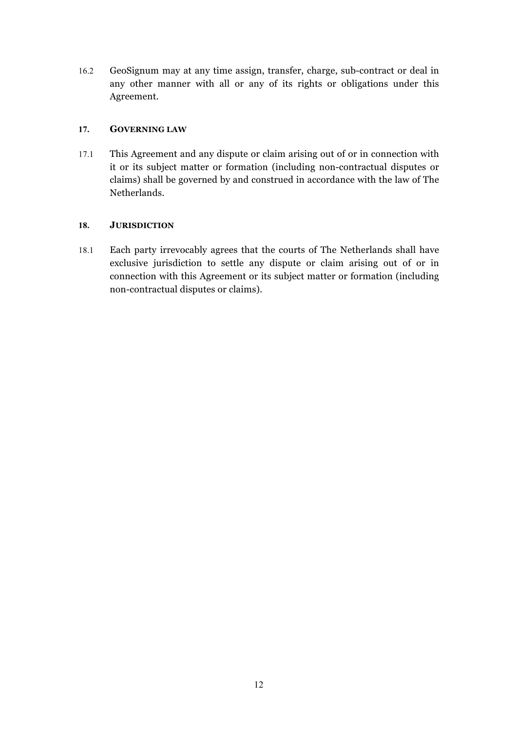16.2 GeoSignum may at any time assign, transfer, charge, sub-contract or deal in any other manner with all or any of its rights or obligations under this Agreement.

## 17. GOVERNING LAW

17.1 This Agreement and any dispute or claim arising out of or in connection with it or its subject matter or formation (including non-contractual disputes or claims) shall be governed by and construed in accordance with the law of The Netherlands.

## 18. JURISDICTION

18.1 Each party irrevocably agrees that the courts of The Netherlands shall have exclusive jurisdiction to settle any dispute or claim arising out of or in connection with this Agreement or its subject matter or formation (including non-contractual disputes or claims).